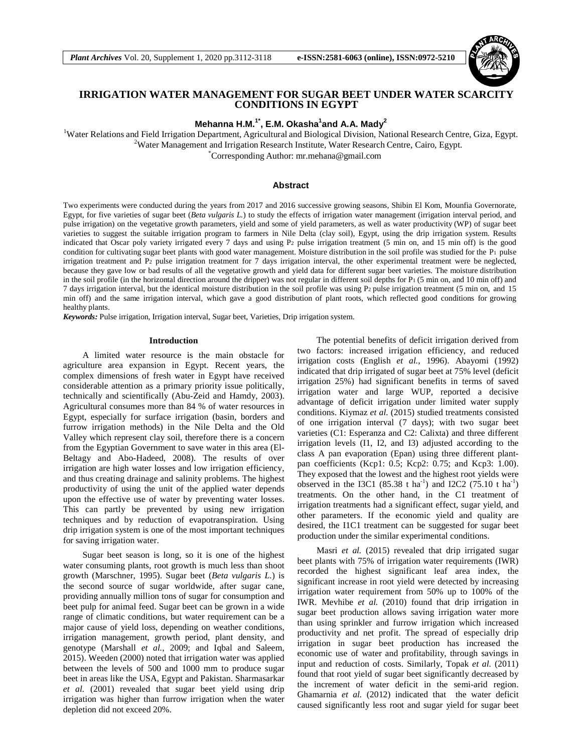# IRRIGATION WATER MANAGEMENT FOR SUGAR BEET UNDER WATER SCARCITY CONDITIONS IN EGYPT

**Mehanna H.M.[1*], E.M. Okasha[1] and A.A. Mady[2]**

[1]Water Relations and Field Irrigation Department, Agricultural and Biological Division, National Research Centre, Giza, Egypt.
[2]Water Management and Irrigation Research Institute, Water Research Centre, Cairo, Egypt.
[*]Corresponding Author: mr.mehana@gmail.com

## Abstract

Two experiments were conducted during the years from 2017 and 2016 successive growing seasons, Shibin El Kom, Mounfia Governorate, Egypt, for five varieties of sugar beet (*Beta vulgaris L.*) to study the effects of irrigation water management (irrigation interval period, and pulse irrigation) on the vegetative growth parameters, yield and some of yield parameters, as well as water productivity (WP) of sugar beet varieties to suggest the suitable irrigation program to farmers in Nile Delta (clay soil), Egypt, using the drip irrigation system. Results indicated that Oscar poly variety irrigated every 7 days and using $P_2$ pulse irrigation treatment (5 min on, and 15 min off) is the good condition for cultivating sugar beet plants with good water management. Moisture distribution in the soil profile was studied for the $P_1$ pulse irrigation treatment and $P_2$ pulse irrigation treatment for 7 days irrigation interval, the other experimental treatment were be neglected, because they gave low or bad results of all the vegetative growth and yield data for different sugar beet varieties. The moisture distribution in the soil profile (in the horizontal direction around the dripper) was not regular in different soil depths for $P_1$ (5 min on, and 10 min off) and 7 days irrigation interval, but the identical moisture distribution in the soil profile was using $P_2$ pulse irrigation treatment (5 min on, and 15 min off) and the same irrigation interval, which gave a good distribution of plant roots, which reflected good conditions for growing healthy plants.

***Keywords:*** Pulse irrigation, Irrigation interval, Sugar beet, Varieties, Drip irrigation system.

## Introduction

A limited water resource is the main obstacle for agriculture area expansion in Egypt. Recent years, the complex dimensions of fresh water in Egypt have received considerable attention as a primary priority issue politically, technically and scientifically (Abu-Zeid and Hamdy, 2003). Agricultural consumes more than 84 % of water resources in Egypt, especially for surface irrigation (basin, borders and furrow irrigation methods) in the Nile Delta and the Old Valley which represent clay soil, therefore there is a concern from the Egyptian Government to save water in this area (El-Beltagy and Abo-Hadeed, 2008). The results of over irrigation are high water losses and low irrigation efficiency, and thus creating drainage and salinity problems. The highest productivity of using the unit of the applied water depends upon the effective use of water by preventing water losses. This can partly be prevented by using new irrigation techniques and by reduction of evapotranspiration. Using drip irrigation system is one of the most important techniques for saving irrigation water.

Sugar beet season is long, so it is one of the highest water consuming plants, root growth is much less than shoot growth (Marschner, 1995). Sugar beet (*Beta vulgaris L.*) is the second source of sugar worldwide, after sugar cane, providing annually million tons of sugar for consumption and beet pulp for animal feed. Sugar beet can be grown in a wide range of climatic conditions, but water requirement can be a major cause of yield loss, depending on weather conditions, irrigation management, growth period, plant density, and genotype (Marshall *et al.*, 2009; and Iqbal and Saleem, 2015). Weeden (2000) noted that irrigation water was applied between the levels of 500 and 1000 mm to produce sugar beet in areas like the USA, Egypt and Pakistan. Sharmasarkar *et al.* (2001) revealed that sugar beet yield using drip irrigation was higher than furrow irrigation when the water depletion did not exceed 20%.

The potential benefits of deficit irrigation derived from two factors: increased irrigation efficiency, and reduced irrigation costs (English *et al.*, 1996). Abayomi (1992) indicated that drip irrigated of sugar beet at 75% level (deficit irrigation 25%) had significant benefits in terms of saved irrigation water and large WUP, reported a decisive advantage of deficit irrigation under limited water supply conditions. Kiymaz *et al.* (2015) studied treatments consisted of one irrigation interval (7 days); with two sugar beet varieties (C1: Esperanza and C2: Calixta) and three different irrigation levels (I1, I2, and I3) adjusted according to the class A pan evaporation (Epan) using three different plant-pan coefficients (Kcp1: 0.5; Kcp2: 0.75; and Kcp3: 1.00). They exposed that the lowest and the highest root yields were observed in the I3C1 (85.38 t $ha^{-1}$) and I2C2 (75.10 t $ha^{-1}$) treatments. On the other hand, in the C1 treatment of irrigation treatments had a significant effect, sugar yield, and other parameters. If the economic yield and quality are desired, the I1C1 treatment can be suggested for sugar beet production under the similar experimental conditions.

Masri *et al.* (2015) revealed that drip irrigated sugar beet plants with 75% of irrigation water requirements (IWR) recorded the highest significant leaf area index, the significant increase in root yield were detected by increasing irrigation water requirement from 50% up to 100% of the IWR. Mevhibe *et al.* (2010) found that drip irrigation in sugar beet production allows saving irrigation water more than using sprinkler and furrow irrigation which increased productivity and net profit. The spread of especially drip irrigation in sugar beet production has increased the economic use of water and profitability, through savings in input and reduction of costs. Similarly, Topak *et al.* (2011) found that root yield of sugar beet significantly decreased by the increment of water deficit in the semi-arid region. Ghamarnia *et al.* (2012) indicated that the water deficit caused significantly less root and sugar yield for sugar beet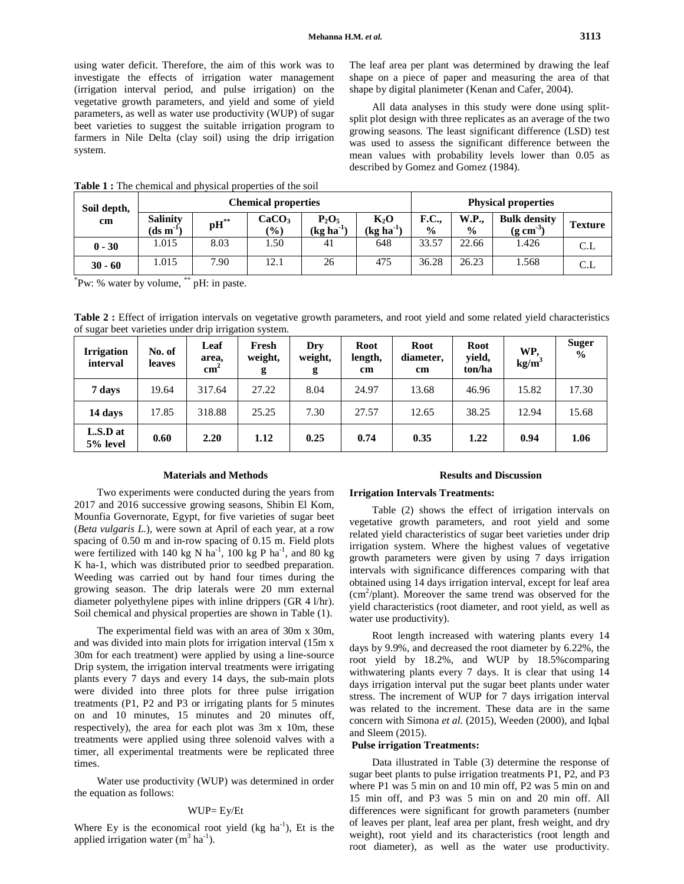using water deficit. Therefore, the aim of this work was to investigate the effects of irrigation water management (irrigation interval period, and pulse irrigation) on the vegetative growth parameters, and yield and some of yield parameters, as well as water use productivity (WUP) of sugar beet varieties to suggest the suitable irrigation program to farmers in Nile Delta (clay soil) using the drip irrigation system.

The leaf area per plant was determined by drawing the leaf shape on a piece of paper and measuring the area of that shape by digital planimeter (Kenan and Cafer, 2004).

All data analyses in this study were done using split-split plot design with three replicates as an average of the two growing seasons. The least significant difference (LSD) test was used to assess the significant difference between the mean values with probability levels lower than 0.05 as described by Gomez and Gomez (1984).

**Table 1 :** The chemical and physical properties of the soil

| Soil depth, cm | Chemical properties | | | | | Physical properties | | | |
|---|---|---|---|---|---|---|---|---|---|
| | Salinity ($ds\ m^{-1}$) | pH** | $CaCO_3$ (%) | $P_2O_5$ ($kg\ ha^{-1}$) | $K_2O$ ($kg\ ha^{-1}$) | F.C., % | W.P., % | Bulk density ($g\ cm^{-3}$) | Texture |
| 0 - 30 | 1.015 | 8.03 | 1.50 | 41 | 648 | 33.57 | 22.66 | 1.426 | C.L |
| 30 - 60 | 1.015 | 7.90 | 12.1 | 26 | 475 | 36.28 | 26.23 | 1.568 | C.L |

*Pw: % water by volume, ** pH: in paste.

**Table 2 :** Effect of irrigation intervals on vegetative growth parameters, and root yield and some related yield characteristics of sugar beet varieties under drip irrigation system.

| Irrigation interval | No. of leaves | Leaf area, $cm^2$ | Fresh weight, g | Dry weight, g | Root length, cm | Root diameter, cm | Root yield, ton/ha | WP, $kg/m^3$ | Suger % |
|---|---|---|---|---|---|---|---|---|---|
| 7 days | 19.64 | 317.64 | 27.22 | 8.04 | 24.97 | 13.68 | 46.96 | 15.82 | 17.30 |
| 14 days | 17.85 | 318.88 | 25.25 | 7.30 | 27.57 | 12.65 | 38.25 | 12.94 | 15.68 |
| L.S.D at 5% level | **0.60** | **2.20** | **1.12** | **0.25** | **0.74** | **0.35** | **1.22** | **0.94** | **1.06** |

## Materials and Methods

Two experiments were conducted during the years from 2017 and 2016 successive growing seasons, Shibin El Kom, Mounfia Governorate, Egypt, for five varieties of sugar beet (*Beta vulgaris L.*), were sown at April of each year, at a row spacing of 0.50 m and in-row spacing of 0.15 m. Field plots were fertilized with 140 kg N $ha^{-1}$, 100 kg P $ha^{-1}$, and 80 kg K ha-1, which was distributed prior to seedbed preparation. Weeding was carried out by hand four times during the growing season. The drip laterals were 20 mm external diameter polyethylene pipes with inline drippers (GR 4 l/hr). Soil chemical and physical properties are shown in Table (1).

The experimental field was with an area of 30m x 30m, and was divided into main plots for irrigation interval (15m x 30m for each treatment) were applied by using a line-source Drip system, the irrigation interval treatments were irrigating plants every 7 days and every 14 days, the sub-main plots were divided into three plots for three pulse irrigation treatments (P1, P2 and P3 or irrigating plants for 5 minutes on and 10 minutes, 15 minutes and 20 minutes off, respectively), the area for each plot was 3m x 10m, these treatments were applied using three solenoid valves with a timer, all experimental treatments were be replicated three times.

Water use productivity (WUP) was determined in order the equation as follows:

$$WUP = Ey/Et$$

Where Ey is the economical root yield (kg $ha^{-1}$), Et is the applied irrigation water ($m^3\ ha^{-1}$).

## Results and Discussion

### Irrigation Intervals Treatments:

Table (2) shows the effect of irrigation intervals on vegetative growth parameters, and root yield and some related yield characteristics of sugar beet varieties under drip irrigation system. Where the highest values of vegetative growth parameters were given by using 7 days irrigation intervals with significance differences comparing with that obtained using 14 days irrigation interval, except for leaf area ($cm^2$/plant). Moreover the same trend was observed for the yield characteristics (root diameter, and root yield, as well as water use productivity).

Root length increased with watering plants every 14 days by 9.9%, and decreased the root diameter by 6.22%, the root yield by 18.2%, and WUP by 18.5%comparing withwatering plants every 7 days. It is clear that using 14 days irrigation interval put the sugar beet plants under water stress. The increment of WUP for 7 days irrigation interval was related to the increment. These data are in the same concern with Simona *et al.* (2015), Weeden (2000), and Iqbal and Sleem (2015).

### Pulse irrigation Treatments:

Data illustrated in Table (3) determine the response of sugar beet plants to pulse irrigation treatments P1, P2, and P3 where P1 was 5 min on and 10 min off, P2 was 5 min on and 15 min off, and P3 was 5 min on and 20 min off. All differences were significant for growth parameters (number of leaves per plant, leaf area per plant, fresh weight, and dry weight), root yield and its characteristics (root length and root diameter), as well as the water use productivity.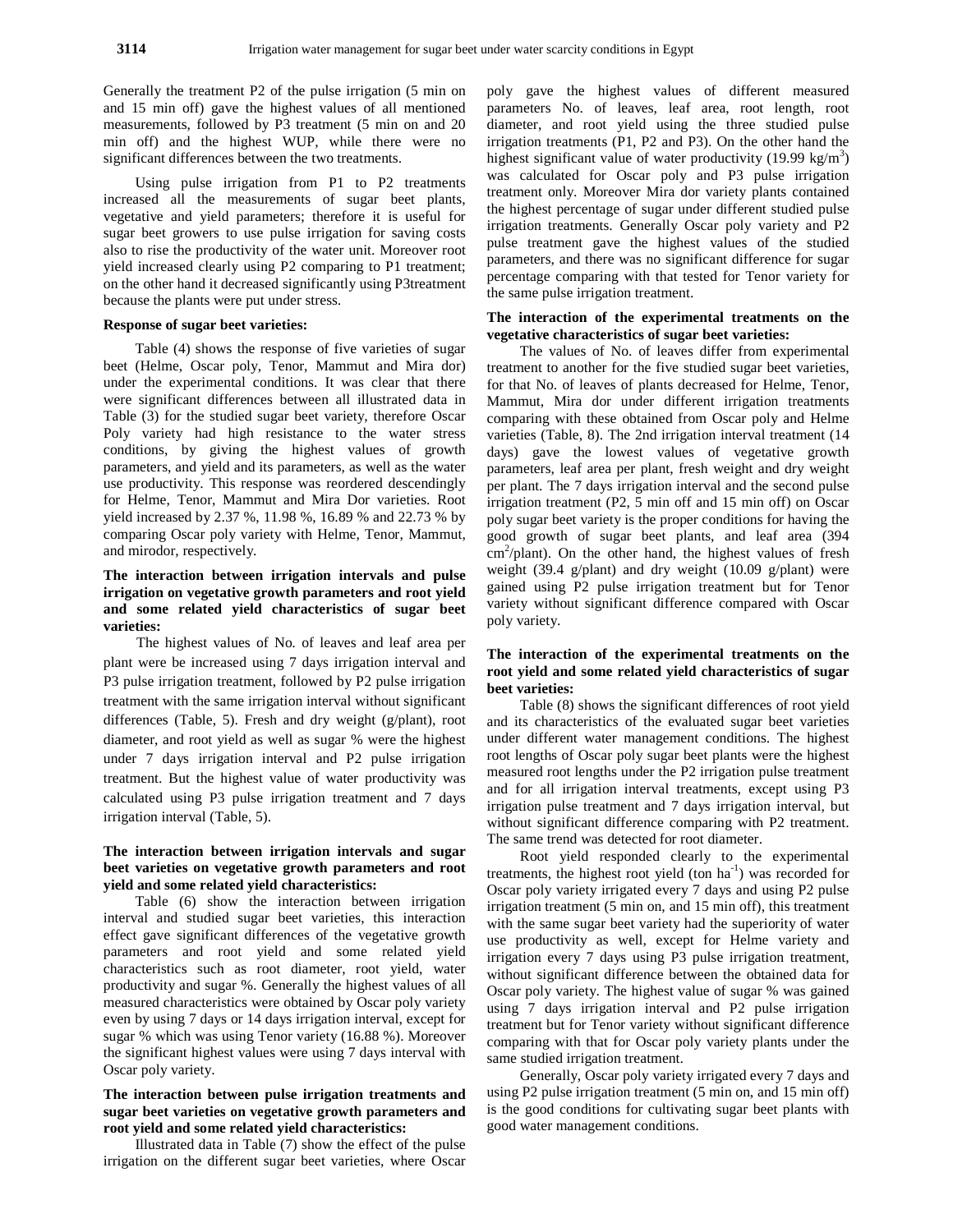Generally the treatment P2 of the pulse irrigation (5 min on and 15 min off) gave the highest values of all mentioned measurements, followed by P3 treatment (5 min on and 20 min off) and the highest WUP, while there were no significant differences between the two treatments.

Using pulse irrigation from P1 to P2 treatments increased all the measurements of sugar beet plants, vegetative and yield parameters; therefore it is useful for sugar beet growers to use pulse irrigation for saving costs also to rise the productivity of the water unit. Moreover root yield increased clearly using P2 comparing to P1 treatment; on the other hand it decreased significantly using P3treatment because the plants were put under stress.

**Response of sugar beet varieties:**

Table (4) shows the response of five varieties of sugar beet (Helme, Oscar poly, Tenor, Mammut and Mira dor) under the experimental conditions. It was clear that there were significant differences between all illustrated data in Table (3) for the studied sugar beet variety, therefore Oscar Poly variety had high resistance to the water stress conditions, by giving the highest values of growth parameters, and yield and its parameters, as well as the water use productivity. This response was reordered descendingly for Helme, Tenor, Mammut and Mira Dor varieties. Root yield increased by 2.37 %, 11.98 %, 16.89 % and 22.73 % by comparing Oscar poly variety with Helme, Tenor, Mammut, and mirodor, respectively.

**The interaction between irrigation intervals and pulse irrigation on vegetative growth parameters and root yield and some related yield characteristics of sugar beet varieties:**

The highest values of No. of leaves and leaf area per plant were be increased using 7 days irrigation interval and P3 pulse irrigation treatment, followed by P2 pulse irrigation treatment with the same irrigation interval without significant differences (Table, 5). Fresh and dry weight (g/plant), root diameter, and root yield as well as sugar % were the highest under 7 days irrigation interval and P2 pulse irrigation treatment. But the highest value of water productivity was calculated using P3 pulse irrigation treatment and 7 days irrigation interval (Table, 5).

**The interaction between irrigation intervals and sugar beet varieties on vegetative growth parameters and root yield and some related yield characteristics:**

Table (6) show the interaction between irrigation interval and studied sugar beet varieties, this interaction effect gave significant differences of the vegetative growth parameters and root yield and some related yield characteristics such as root diameter, root yield, water productivity and sugar %. Generally the highest values of all measured characteristics were obtained by Oscar poly variety even by using 7 days or 14 days irrigation interval, except for sugar % which was using Tenor variety (16.88 %). Moreover the significant highest values were using 7 days interval with Oscar poly variety.

**The interaction between pulse irrigation treatments and sugar beet varieties on vegetative growth parameters and root yield and some related yield characteristics:**

Illustrated data in Table (7) show the effect of the pulse irrigation on the different sugar beet varieties, where Oscar poly gave the highest values of different measured parameters No. of leaves, leaf area, root length, root diameter, and root yield using the three studied pulse irrigation treatments (P1, P2 and P3). On the other hand the highest significant value of water productivity (19.99 kg/m$^3$) was calculated for Oscar poly and P3 pulse irrigation treatment only. Moreover Mira dor variety plants contained the highest percentage of sugar under different studied pulse irrigation treatments. Generally Oscar poly variety and P2 pulse treatment gave the highest values of the studied parameters, and there was no significant difference for sugar percentage comparing with that tested for Tenor variety for the same pulse irrigation treatment.

**The interaction of the experimental treatments on the vegetative characteristics of sugar beet varieties:**

The values of No. of leaves differ from experimental treatment to another for the five studied sugar beet varieties, for that No. of leaves of plants decreased for Helme, Tenor, Mammut, Mira dor under different irrigation treatments comparing with these obtained from Oscar poly and Helme varieties (Table, 8). The 2nd irrigation interval treatment (14 days) gave the lowest values of vegetative growth parameters, leaf area per plant, fresh weight and dry weight per plant. The 7 days irrigation interval and the second pulse irrigation treatment (P2, 5 min off and 15 min off) on Oscar poly sugar beet variety is the proper conditions for having the good growth of sugar beet plants, and leaf area (394 cm$^2$/plant). On the other hand, the highest values of fresh weight (39.4 g/plant) and dry weight (10.09 g/plant) were gained using P2 pulse irrigation treatment but for Tenor variety without significant difference compared with Oscar poly variety.

**The interaction of the experimental treatments on the root yield and some related yield characteristics of sugar beet varieties:**

Table (8) shows the significant differences of root yield and its characteristics of the evaluated sugar beet varieties under different water management conditions. The highest root lengths of Oscar poly sugar beet plants were the highest measured root lengths under the P2 irrigation pulse treatment and for all irrigation interval treatments, except using P3 irrigation pulse treatment and 7 days irrigation interval, but without significant difference comparing with P2 treatment. The same trend was detected for root diameter.

Root yield responded clearly to the experimental treatments, the highest root yield (ton ha$^{-1}$) was recorded for Oscar poly variety irrigated every 7 days and using P2 pulse irrigation treatment (5 min on, and 15 min off), this treatment with the same sugar beet variety had the superiority of water use productivity as well, except for Helme variety and irrigation every 7 days using P3 pulse irrigation treatment, without significant difference between the obtained data for Oscar poly variety. The highest value of sugar % was gained using 7 days irrigation interval and P2 pulse irrigation treatment but for Tenor variety without significant difference comparing with that for Oscar poly variety plants under the same studied irrigation treatment.

Generally, Oscar poly variety irrigated every 7 days and using P2 pulse irrigation treatment (5 min on, and 15 min off) is the good conditions for cultivating sugar beet plants with good water management conditions.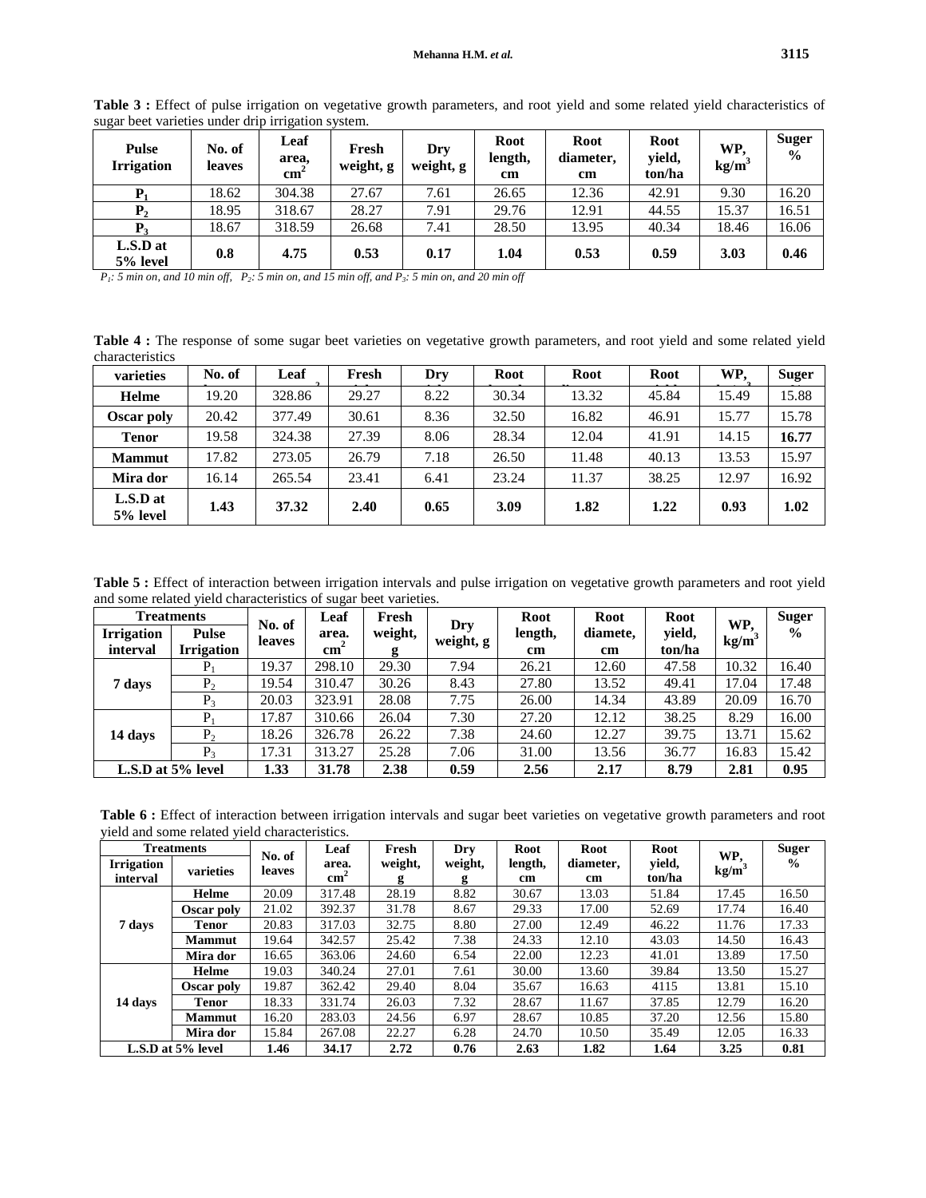**Table 3 :** Effect of pulse irrigation on vegetative growth parameters, and root yield and some related yield characteristics of sugar beet varieties under drip irrigation system.

| Pulse Irrigation | No. of leaves | Leaf area, $cm^2$ | Fresh weight, g | Dry weight, g | Root length, cm | Root diameter, cm | Root yield, ton/ha | WP, $kg/m^3$ | Suger % |
|---|---|---|---|---|---|---|---|---|---|
| $P_1$ | 18.62 | 304.38 | 27.67 | 7.61 | 26.65 | 12.36 | 42.91 | 9.30 | 16.20 |
| $P_2$ | 18.95 | 318.67 | 28.27 | 7.91 | 29.76 | 12.91 | 44.55 | 15.37 | 16.51 |
| $P_3$ | 18.67 | 318.59 | 26.68 | 7.41 | 28.50 | 13.95 | 40.34 | 18.46 | 16.06 |
| **L.S.D at 5% level** | **0.8** | **4.75** | **0.53** | **0.17** | **1.04** | **0.53** | **0.59** | **3.03** | **0.46** |

*$P_1$: 5 min on, and 10 min off, $P_2$: 5 min on, and 15 min off, and $P_3$: 5 min on, and 20 min off*

**Table 4 :** The response of some sugar beet varieties on vegetative growth parameters, and root yield and some related yield characteristics

| varieties | No. of leaves | Leaf area, $cm^2$ | Fresh weight, g | Dry weight, g | Root length, cm | Root diameter, cm | Root yield, ton/ha | WP, $kg/m^3$ | Suger % |
|---|---|---|---|---|---|---|---|---|---|
| **Helme** | 19.20 | 328.86 | 29.27 | 8.22 | 30.34 | 13.32 | 45.84 | 15.49 | 15.88 |
| **Oscar poly** | 20.42 | 377.49 | 30.61 | 8.36 | 32.50 | 16.82 | 46.91 | 15.77 | 15.78 |
| **Tenor** | 19.58 | 324.38 | 27.39 | 8.06 | 28.34 | 12.04 | 41.91 | 14.15 | **16.77** |
| **Mammut** | 17.82 | 273.05 | 26.79 | 7.18 | 26.50 | 11.48 | 40.13 | 13.53 | 15.97 |
| **Mira dor** | 16.14 | 265.54 | 23.41 | 6.41 | 23.24 | 11.37 | 38.25 | 12.97 | 16.92 |
| **L.S.D at 5% level** | **1.43** | **37.32** | **2.40** | **0.65** | **3.09** | **1.82** | **1.22** | **0.93** | **1.02** |

**Table 5 :** Effect of interaction between irrigation intervals and pulse irrigation on vegetative growth parameters and root yield and some related yield characteristics of sugar beet varieties.

| Treatments | | No. of leaves | Leaf area. $cm^2$ | Fresh weight, g | Dry weight, g | Root length, cm | Root diamete, cm | Root yield, ton/ha | WP, $kg/m^3$ | Suger % |
|---|---|---|---|---|---|---|---|---|---|---|
| **Irrigation interval** | **Pulse Irrigation** | | | | | | | | | |
| **7 days** | $P_1$ | 19.37 | 298.10 | 29.30 | 7.94 | 26.21 | 12.60 | 47.58 | 10.32 | 16.40 |
| | $P_2$ | 19.54 | 310.47 | 30.26 | 8.43 | 27.80 | 13.52 | 49.41 | 17.04 | 17.48 |
| | $P_3$ | 20.03 | 323.91 | 28.08 | 7.75 | 26.00 | 14.34 | 43.89 | 20.09 | 16.70 |
| **14 days** | $P_1$ | 17.87 | 310.66 | 26.04 | 7.30 | 27.20 | 12.12 | 38.25 | 8.29 | 16.00 |
| | $P_2$ | 18.26 | 326.78 | 26.22 | 7.38 | 24.60 | 12.27 | 39.75 | 13.71 | 15.62 |
| | $P_3$ | 17.31 | 313.27 | 25.28 | 7.06 | 31.00 | 13.56 | 36.77 | 16.83 | 15.42 |
| **L.S.D at 5% level** | | **1.33** | **31.78** | **2.38** | **0.59** | **2.56** | **2.17** | **8.79** | **2.81** | **0.95** |

**Table 6 :** Effect of interaction between irrigation intervals and sugar beet varieties on vegetative growth parameters and root yield and some related yield characteristics.

| Treatments | | No. of leaves | Leaf area. $cm^2$ | Fresh weight, g | Dry weight, g | Root length, cm | Root diameter, cm | Root yield, ton/ha | WP, $kg/m^3$ | Suger % |
|---|---|---|---|---|---|---|---|---|---|---|
| **Irrigation interval** | **varieties** | | | | | | | | | |
| **7 days** | **Helme** | 20.09 | 317.48 | 28.19 | 8.82 | 30.67 | 13.03 | 51.84 | 17.45 | 16.50 |
| | **Oscar poly** | 21.02 | 392.37 | 31.78 | 8.67 | 29.33 | 17.00 | 52.69 | 17.74 | 16.40 |
| | **Tenor** | 20.83 | 317.03 | 32.75 | 8.80 | 27.00 | 12.49 | 46.22 | 11.76 | 17.33 |
| | **Mammut** | 19.64 | 342.57 | 25.42 | 7.38 | 24.33 | 12.10 | 43.03 | 14.50 | 16.43 |
| | **Mira dor** | 16.65 | 363.06 | 24.60 | 6.54 | 22.00 | 12.23 | 41.01 | 13.89 | 17.50 |
| **14 days** | **Helme** | 19.03 | 340.24 | 27.01 | 7.61 | 30.00 | 13.60 | 39.84 | 13.50 | 15.27 |
| | **Oscar poly** | 19.87 | 362.42 | 29.40 | 8.04 | 35.67 | 16.63 | 4115 | 13.81 | 15.10 |
| | **Tenor** | 18.33 | 331.74 | 26.03 | 7.32 | 28.67 | 11.67 | 37.85 | 12.79 | 16.20 |
| | **Mammut** | 16.20 | 283.03 | 24.56 | 6.97 | 28.67 | 10.85 | 37.20 | 12.56 | 15.80 |
| | **Mira dor** | 15.84 | 267.08 | 22.27 | 6.28 | 24.70 | 10.50 | 35.49 | 12.05 | 16.33 |
| **L.S.D at 5% level** | | **1.46** | **34.17** | **2.72** | **0.76** | **2.63** | **1.82** | **1.64** | **3.25** | **0.81** |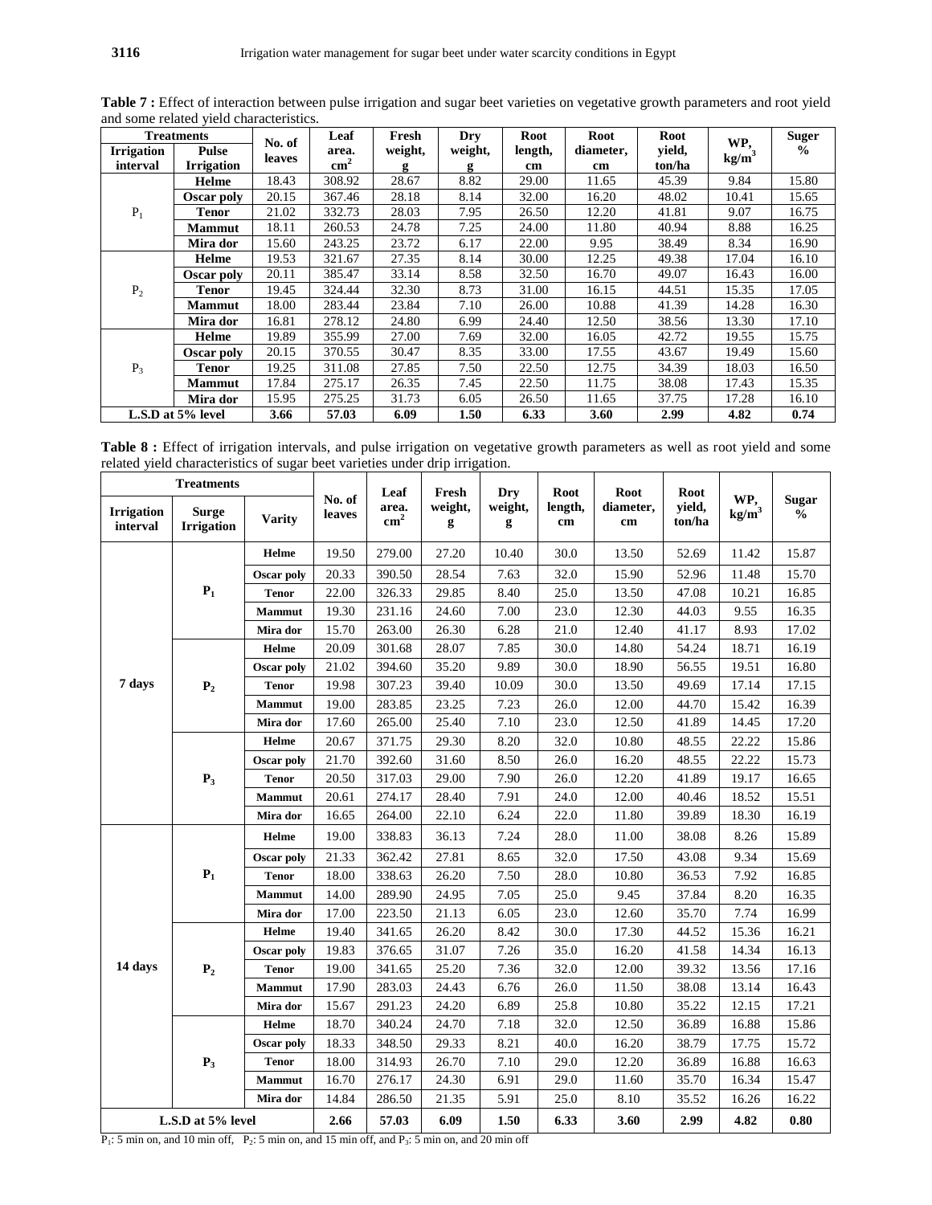**Table 7 :** Effect of interaction between pulse irrigation and sugar beet varieties on vegetative growth parameters and root yield and some related yield characteristics.

| Treatments | | No. of leaves | Leaf area. $cm^2$ | Fresh weight, g | Dry weight, g | Root length, cm | Root diameter, cm | Root yield, ton/ha | WP, $kg/m^3$ | Suger % |
|---|---|---|---|---|---|---|---|---|---|---|
| Irrigation interval | Pulse Irrigation | | | | | | | | | |
| $P_1$ | Helme | 18.43 | 308.92 | 28.67 | 8.82 | 29.00 | 11.65 | 45.39 | 9.84 | 15.80 |
| | Oscar poly | 20.15 | 367.46 | 28.18 | 8.14 | 32.00 | 16.20 | 48.02 | 10.41 | 15.65 |
| | Tenor | 21.02 | 332.73 | 28.03 | 7.95 | 26.50 | 12.20 | 41.81 | 9.07 | 16.75 |
| | Mammut | 18.11 | 260.53 | 24.78 | 7.25 | 24.00 | 11.80 | 40.94 | 8.88 | 16.25 |
| | Mira dor | 15.60 | 243.25 | 23.72 | 6.17 | 22.00 | 9.95 | 38.49 | 8.34 | 16.90 |
| $P_2$ | Helme | 19.53 | 321.67 | 27.35 | 8.14 | 30.00 | 12.25 | 49.38 | 17.04 | 16.10 |
| | Oscar poly | 20.11 | 385.47 | 33.14 | 8.58 | 32.50 | 16.70 | 49.07 | 16.43 | 16.00 |
| | Tenor | 19.45 | 324.44 | 32.30 | 8.73 | 31.00 | 16.15 | 44.51 | 15.35 | 17.05 |
| | Mammut | 18.00 | 283.44 | 23.84 | 7.10 | 26.00 | 10.88 | 41.39 | 14.28 | 16.30 |
| | Mira dor | 16.81 | 278.12 | 24.80 | 6.99 | 24.40 | 12.50 | 38.56 | 13.30 | 17.10 |
| $P_3$ | Helme | 19.89 | 355.99 | 27.00 | 7.69 | 32.00 | 16.05 | 42.72 | 19.55 | 15.75 |
| | Oscar poly | 20.15 | 370.55 | 30.47 | 8.35 | 33.00 | 17.55 | 43.67 | 19.49 | 15.60 |
| | Tenor | 19.25 | 311.08 | 27.85 | 7.50 | 22.50 | 12.75 | 34.39 | 18.03 | 16.50 |
| | Mammut | 17.84 | 275.17 | 26.35 | 7.45 | 22.50 | 11.75 | 38.08 | 17.43 | 15.35 |
| | Mira dor | 15.95 | 275.25 | 31.73 | 6.05 | 26.50 | 11.65 | 37.75 | 17.28 | 16.10 |
| L.S.D at 5% level | | 3.66 | 57.03 | 6.09 | 1.50 | 6.33 | 3.60 | 2.99 | 4.82 | 0.74 |

**Table 8 :** Effect of irrigation intervals, and pulse irrigation on vegetative growth parameters as well as root yield and some related yield characteristics of sugar beet varieties under drip irrigation.

| Treatments | | | No. of leaves | Leaf area. $cm^2$ | Fresh weight, g | Dry weight, g | Root length, cm | Root diameter, cm | Root yield, ton/ha | WP, $kg/m^3$ | Sugar % |
|---|---|---|---|---|---|---|---|---|---|---|---|
| Irrigation interval | Surge Irrigation | Varity | | | | | | | | | |
| 7 days | $P_1$ | Helme | 19.50 | 279.00 | 27.20 | 10.40 | 30.0 | 13.50 | 52.69 | 11.42 | 15.87 |
| | | Oscar poly | 20.33 | 390.50 | 28.54 | 7.63 | 32.0 | 15.90 | 52.96 | 11.48 | 15.70 |
| | | Tenor | 22.00 | 326.33 | 29.85 | 8.40 | 25.0 | 13.50 | 47.08 | 10.21 | 16.85 |
| | | Mammut | 19.30 | 231.16 | 24.60 | 7.00 | 23.0 | 12.30 | 44.03 | 9.55 | 16.35 |
| | | Mira dor | 15.70 | 263.00 | 26.30 | 6.28 | 21.0 | 12.40 | 41.17 | 8.93 | 17.02 |
| | $P_2$ | Helme | 20.09 | 301.68 | 28.07 | 7.85 | 30.0 | 14.80 | 54.24 | 18.71 | 16.19 |
| | | Oscar poly | 21.02 | 394.60 | 35.20 | 9.89 | 30.0 | 18.90 | 56.55 | 19.51 | 16.80 |
| | | Tenor | 19.98 | 307.23 | 39.40 | 10.09 | 30.0 | 13.50 | 49.69 | 17.14 | 17.15 |
| | | Mammut | 19.00 | 283.85 | 23.25 | 7.23 | 26.0 | 12.00 | 44.70 | 15.42 | 16.39 |
| | | Mira dor | 17.60 | 265.00 | 25.40 | 7.10 | 23.0 | 12.50 | 41.89 | 14.45 | 17.20 |
| | $P_3$ | Helme | 20.67 | 371.75 | 29.30 | 8.20 | 32.0 | 10.80 | 48.55 | 22.22 | 15.86 |
| | | Oscar poly | 21.70 | 392.60 | 31.60 | 8.50 | 26.0 | 16.20 | 48.55 | 22.22 | 15.73 |
| | | Tenor | 20.50 | 317.03 | 29.00 | 7.90 | 26.0 | 12.20 | 41.89 | 19.17 | 16.65 |
| | | Mammut | 20.61 | 274.17 | 28.40 | 7.91 | 24.0 | 12.00 | 40.46 | 18.52 | 15.51 |
| | | Mira dor | 16.65 | 264.00 | 22.10 | 6.24 | 22.0 | 11.80 | 39.89 | 18.30 | 16.19 |
| 14 days | $P_1$ | Helme | 19.00 | 338.83 | 36.13 | 7.24 | 28.0 | 11.00 | 38.08 | 8.26 | 15.89 |
| | | Oscar poly | 21.33 | 362.42 | 27.81 | 8.65 | 32.0 | 17.50 | 43.08 | 9.34 | 15.69 |
| | | Tenor | 18.00 | 338.63 | 26.20 | 7.50 | 28.0 | 10.80 | 36.53 | 7.92 | 16.85 |
| | | Mammut | 14.00 | 289.90 | 24.95 | 7.05 | 25.0 | 9.45 | 37.84 | 8.20 | 16.35 |
| | | Mira dor | 17.00 | 223.50 | 21.13 | 6.05 | 23.0 | 12.60 | 35.70 | 7.74 | 16.99 |
| | $P_2$ | Helme | 19.40 | 341.65 | 26.20 | 8.42 | 30.0 | 17.30 | 44.52 | 15.36 | 16.21 |
| | | Oscar poly | 19.83 | 376.65 | 31.07 | 7.26 | 35.0 | 16.20 | 41.58 | 14.34 | 16.13 |
| | | Tenor | 19.00 | 341.65 | 25.20 | 7.36 | 32.0 | 12.00 | 39.32 | 13.56 | 17.16 |
| | | Mammut | 17.90 | 283.03 | 24.43 | 6.76 | 26.0 | 11.50 | 38.08 | 13.14 | 16.43 |
| | | Mira dor | 15.67 | 291.23 | 24.20 | 6.89 | 25.8 | 10.80 | 35.22 | 12.15 | 17.21 |
| | $P_3$ | Helme | 18.70 | 340.24 | 24.70 | 7.18 | 32.0 | 12.50 | 36.89 | 16.88 | 15.86 |
| | | Oscar poly | 18.33 | 348.50 | 29.33 | 8.21 | 40.0 | 16.20 | 38.79 | 17.75 | 15.72 |
| | | Tenor | 18.00 | 314.93 | 26.70 | 7.10 | 29.0 | 12.20 | 36.89 | 16.88 | 16.63 |
| | | Mammut | 16.70 | 276.17 | 24.30 | 6.91 | 29.0 | 11.60 | 35.70 | 16.34 | 15.47 |
| | | Mira dor | 14.84 | 286.50 | 21.35 | 5.91 | 25.0 | 8.10 | 35.52 | 16.26 | 16.22 |
| L.S.D at 5% level | | | 2.66 | 57.03 | 6.09 | 1.50 | 6.33 | 3.60 | 2.99 | 4.82 | 0.80 |

$P_1$: 5 min on, and 10 min off, $P_2$: 5 min on, and 15 min off, and $P_3$: 5 min on, and 20 min off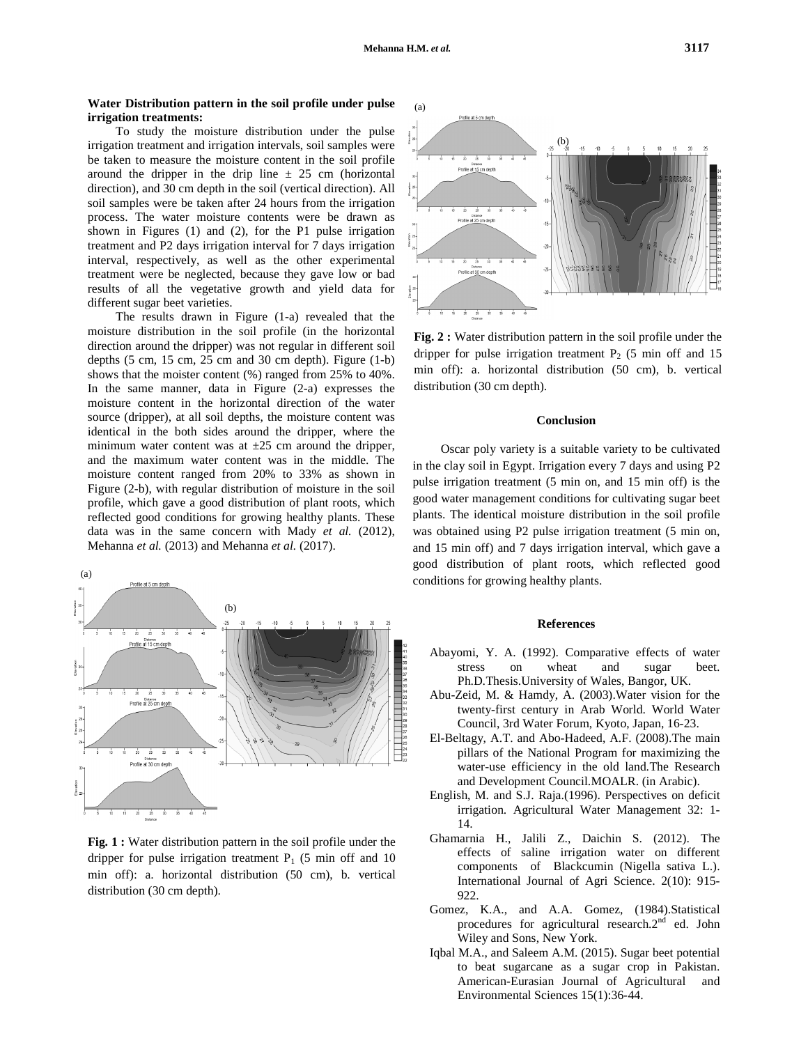**Water Distribution pattern in the soil profile under pulse irrigation treatments:**

To study the moisture distribution under the pulse irrigation treatment and irrigation intervals, soil samples were be taken to measure the moisture content in the soil profile around the dripper in the drip line ± 25 cm (horizontal direction), and 30 cm depth in the soil (vertical direction). All soil samples were be taken after 24 hours from the irrigation process. The water moisture contents were be drawn as shown in Figures (1) and (2), for the P1 pulse irrigation treatment and P2 days irrigation interval for 7 days irrigation interval, respectively, as well as the other experimental treatment were be neglected, because they gave low or bad results of all the vegetative growth and yield data for different sugar beet varieties.

The results drawn in Figure (1-a) revealed that the moisture distribution in the soil profile (in the horizontal direction around the dripper) was not regular in different soil depths (5 cm, 15 cm, 25 cm and 30 cm depth). Figure (1-b) shows that the moister content (%) ranged from 25% to 40%. In the same manner, data in Figure (2-a) expresses the moisture content in the horizontal direction of the water source (dripper), at all soil depths, the moisture content was identical in the both sides around the dripper, where the minimum water content was at ±25 cm around the dripper, and the maximum water content was in the middle. The moisture content ranged from 20% to 33% as shown in Figure (2-b), with regular distribution of moisture in the soil profile, which gave a good distribution of plant roots, which reflected good conditions for growing healthy plants. These data was in the same concern with Mady *et al.* (2012), Mehanna *et al.* (2013) and Mehanna *et al.* (2017).

**Fig. 1 :** Water distribution pattern in the soil profile under the dripper for pulse irrigation treatment $P_1$ (5 min off and 10 min off): a. horizontal distribution (50 cm), b. vertical distribution (30 cm depth).

**Fig. 2 :** Water distribution pattern in the soil profile under the dripper for pulse irrigation treatment $P_2$ (5 min off and 15 min off): a. horizontal distribution (50 cm), b. vertical distribution (30 cm depth).

## Conclusion

Oscar poly variety is a suitable variety to be cultivated in the clay soil in Egypt. Irrigation every 7 days and using P2 pulse irrigation treatment (5 min on, and 15 min off) is the good water management conditions for cultivating sugar beet plants. The identical moisture distribution in the soil profile was obtained using P2 pulse irrigation treatment (5 min on, and 15 min off) and 7 days irrigation interval, which gave a good distribution of plant roots, which reflected good conditions for growing healthy plants.

## References

Abayomi, Y. A. (1992). Comparative effects of water stress on wheat and sugar beet. Ph.D.Thesis.University of Wales, Bangor, UK.

Abu-Zeid, M. & Hamdy, A. (2003).Water vision for the twenty-first century in Arab World. World Water Council, 3rd Water Forum, Kyoto, Japan, 16-23.

El-Beltagy, A.T. and Abo-Hadeed, A.F. (2008).The main pillars of the National Program for maximizing the water-use efficiency in the old land.The Research and Development Council.MOALR. (in Arabic).

English, M. and S.J. Raja.(1996). Perspectives on deficit irrigation. Agricultural Water Management 32: 1-14.

Ghamarnia H., Jalili Z., Daichin S. (2012). The effects of saline irrigation water on different components of Blackcumin (Nigella sativa L.). International Journal of Agri Science. 2(10): 915-922.

Gomez, K.A., and A.A. Gomez, (1984).Statistical procedures for agricultural research.2nd ed. John Wiley and Sons, New York.

Iqbal M.A., and Saleem A.M. (2015). Sugar beet potential to beat sugarcane as a sugar crop in Pakistan. American-Eurasian Journal of Agricultural and Environmental Sciences 15(1):36-44.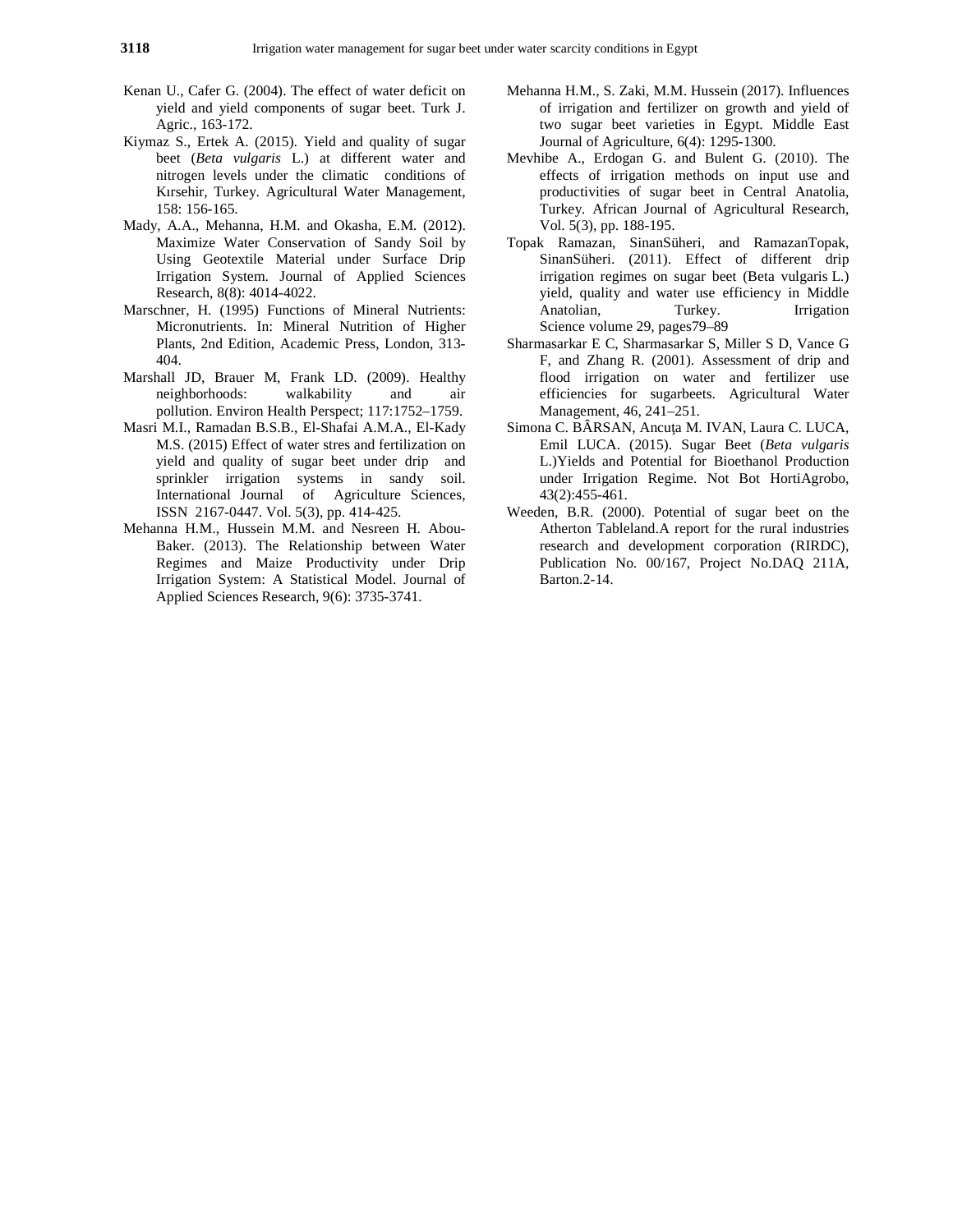Kenan U., Cafer G. (2004). The effect of water deficit on yield and yield components of sugar beet. Turk J. Agric., 163-172.

Kiymaz S., Ertek A. (2015). Yield and quality of sugar beet (*Beta vulgaris* L.) at different water and nitrogen levels under the climatic conditions of Kırsehir, Turkey. Agricultural Water Management, 158: 156-165.

Mady, A.A., Mehanna, H.M. and Okasha, E.M. (2012). Maximize Water Conservation of Sandy Soil by Using Geotextile Material under Surface Drip Irrigation System. Journal of Applied Sciences Research, 8(8): 4014-4022.

Marschner, H. (1995) Functions of Mineral Nutrients: Micronutrients. In: Mineral Nutrition of Higher Plants, 2nd Edition, Academic Press, London, 313-404.

Marshall JD, Brauer M, Frank LD. (2009). Healthy neighborhoods: walkability and air pollution. Environ Health Perspect; 117:1752–1759.

Masri M.I., Ramadan B.S.B., El-Shafai A.M.A., El-Kady M.S. (2015) Effect of water stres and fertilization on yield and quality of sugar beet under drip and sprinkler irrigation systems in sandy soil. International Journal of Agriculture Sciences, ISSN 2167-0447. Vol. 5(3), pp. 414-425.

Mehanna H.M., Hussein M.M. and Nesreen H. Abou-Baker. (2013). The Relationship between Water Regimes and Maize Productivity under Drip Irrigation System: A Statistical Model. Journal of Applied Sciences Research, 9(6): 3735-3741.

Mehanna H.M., S. Zaki, M.M. Hussein (2017). Influences of irrigation and fertilizer on growth and yield of two sugar beet varieties in Egypt. Middle East Journal of Agriculture, 6(4): 1295-1300.

Mevhibe A., Erdogan G. and Bulent G. (2010). The effects of irrigation methods on input use and productivities of sugar beet in Central Anatolia, Turkey. African Journal of Agricultural Research, Vol. 5(3), pp. 188-195.

Topak Ramazan, SinanSüheri, and RamazanTopak, SinanSüheri. (2011). Effect of different drip irrigation regimes on sugar beet (Beta vulgaris L.) yield, quality and water use efficiency in Middle Anatolian, Turkey. Irrigation Science volume 29, pages79–89

Sharmasarkar E C, Sharmasarkar S, Miller S D, Vance G F, and Zhang R. (2001). Assessment of drip and flood irrigation on water and fertilizer use efficiencies for sugarbeets. Agricultural Water Management, 46, 241–251.

Simona C. BÂRSAN, Ancuţa M. IVAN, Laura C. LUCA, Emil LUCA. (2015). Sugar Beet (*Beta vulgaris* L.)Yields and Potential for Bioethanol Production under Irrigation Regime. Not Bot HortiAgrobo, 43(2):455-461.

Weeden, B.R. (2000). Potential of sugar beet on the Atherton Tableland.A report for the rural industries research and development corporation (RIRDC), Publication No. 00/167, Project No.DAQ 211A, Barton.2-14.